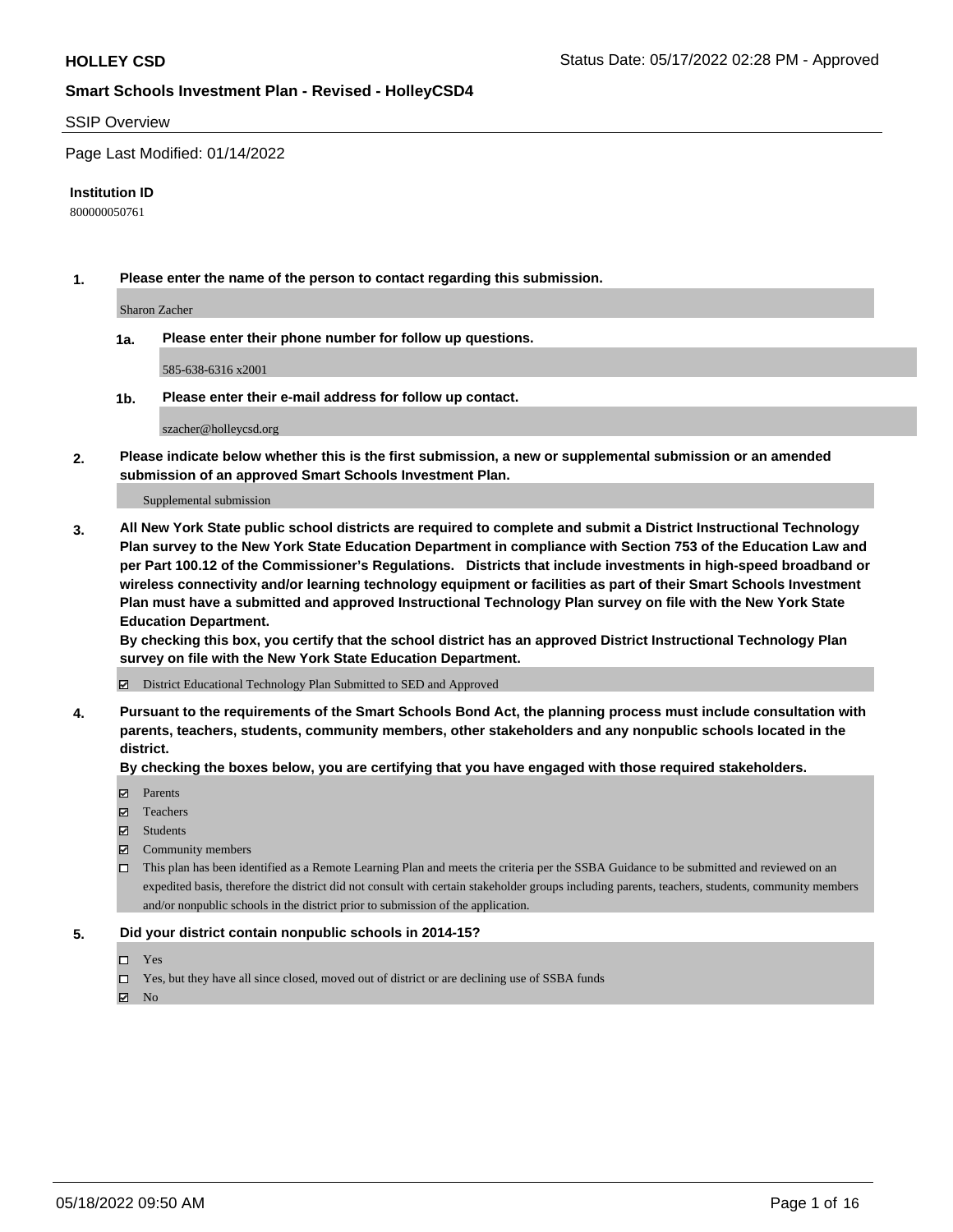## Smart Schools Investment Plan - Revised - HolleyCSD4

SSIP Overview

Page Last Modified: 01/14/2022

**Institution ID**

800000050761

**1. Please enter the name of the person to contact regarding this submission.**

Sharon Zacher

**1a. Please enter their phone number for follow up questions.**

585-638-6316 x2001

**1b. Please enter their e-mail address for follow up contact.**

szacher@holleycsd.org

**2. Please indicate below whether this is the first submission, a new or supplemental submission or an amended submission of an approved Smart Schools Investment Plan.**

Supplemental submission

**3. All New York State public school districts are required to complete and submit a District Instructional Technology Plan survey to the New York State Education Department in compliance with Section 753 of the Education Law and per Part 100.12 of the Commissioner's Regulations. Districts that include investments in high-speed broadband or wireless connectivity and/or learning technology equipment or facilities as part of their Smart Schools Investment Plan must have a submitted and approved Instructional Technology Plan survey on file with the New York State Education Department.**
**By checking this box, you certify that the school district has an approved District Instructional Technology Plan survey on file with the New York State Education Department.**

- [x] District Educational Technology Plan Submitted to SED and Approved

**4. Pursuant to the requirements of the Smart Schools Bond Act, the planning process must include consultation with parents, teachers, students, community members, other stakeholders and any nonpublic schools located in the district.**
**By checking the boxes below, you are certifying that you have engaged with those required stakeholders.**

- [x] Parents
- [x] Teachers
- [x] Students
- [x] Community members
- [ ] This plan has been identified as a Remote Learning Plan and meets the criteria per the SSBA Guidance to be submitted and reviewed on an expedited basis, therefore the district did not consult with certain stakeholder groups including parents, teachers, students, community members and/or nonpublic schools in the district prior to submission of the application.

**5. Did your district contain nonpublic schools in 2014-15?**

- [ ] Yes
- [ ] Yes, but they have all since closed, moved out of district or are declining use of SSBA funds
- [x] No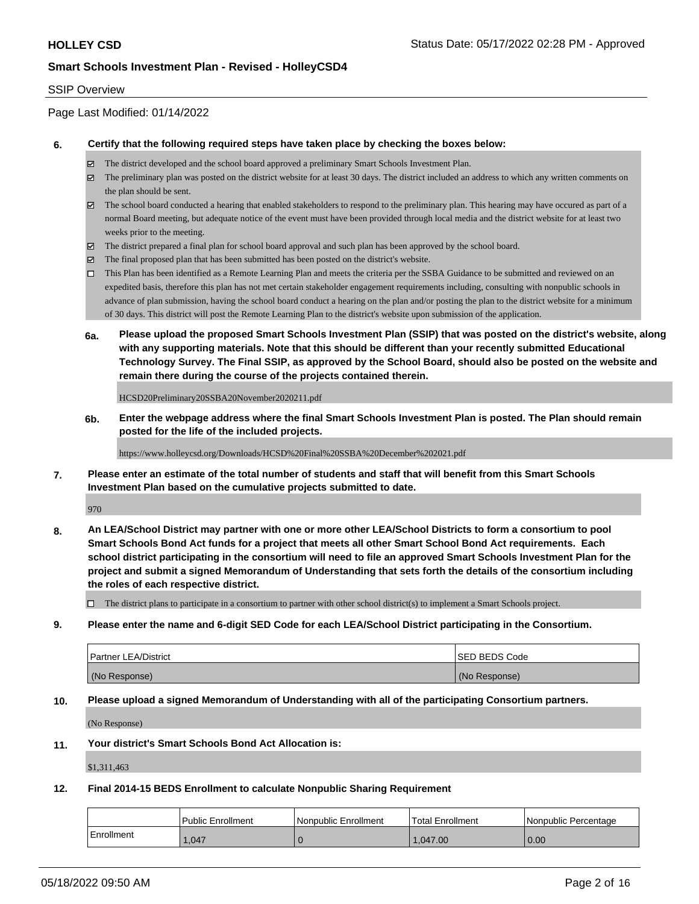SSIP Overview

Page Last Modified: 01/14/2022

**6. Certify that the following required steps have taken place by checking the boxes below:**

- ☑ The district developed and the school board approved a preliminary Smart Schools Investment Plan.
- ☑ The preliminary plan was posted on the district website for at least 30 days. The district included an address to which any written comments on the plan should be sent.
- ☑ The school board conducted a hearing that enabled stakeholders to respond to the preliminary plan. This hearing may have occured as part of a normal Board meeting, but adequate notice of the event must have been provided through local media and the district website for at least two weeks prior to the meeting.
- ☑ The district prepared a final plan for school board approval and such plan has been approved by the school board.
- ☑ The final proposed plan that has been submitted has been posted on the district's website.
- ☐ This Plan has been identified as a Remote Learning Plan and meets the criteria per the SSBA Guidance to be submitted and reviewed on an expedited basis, therefore this plan has not met certain stakeholder engagement requirements including, consulting with nonpublic schools in advance of plan submission, having the school board conduct a hearing on the plan and/or posting the plan to the district website for a minimum of 30 days. This district will post the Remote Learning Plan to the district's website upon submission of the application.

**6a. Please upload the proposed Smart Schools Investment Plan (SSIP) that was posted on the district's website, along with any supporting materials. Note that this should be different than your recently submitted Educational Technology Survey. The Final SSIP, as approved by the School Board, should also be posted on the website and remain there during the course of the projects contained therein.**

HCSD20Preliminary20SSBA20November2020211.pdf

**6b. Enter the webpage address where the final Smart Schools Investment Plan is posted. The Plan should remain posted for the life of the included projects.**

https://www.holleycsd.org/Downloads/HCSD%20Final%20SSBA%20December%202021.pdf

**7. Please enter an estimate of the total number of students and staff that will benefit from this Smart Schools Investment Plan based on the cumulative projects submitted to date.**

970

**8. An LEA/School District may partner with one or more other LEA/School Districts to form a consortium to pool Smart Schools Bond Act funds for a project that meets all other Smart School Bond Act requirements. Each school district participating in the consortium will need to file an approved Smart Schools Investment Plan for the project and submit a signed Memorandum of Understanding that sets forth the details of the consortium including the roles of each respective district.**

- ☐ The district plans to participate in a consortium to partner with other school district(s) to implement a Smart Schools project.

**9. Please enter the name and 6-digit SED Code for each LEA/School District participating in the Consortium.**

| Partner LEA/District | SED BEDS Code |
|---|---|
| (No Response) | (No Response) |

**10. Please upload a signed Memorandum of Understanding with all of the participating Consortium partners.**

(No Response)

**11. Your district's Smart Schools Bond Act Allocation is:**

$1,311,463

**12. Final 2014-15 BEDS Enrollment to calculate Nonpublic Sharing Requirement**

| | Public Enrollment | Nonpublic Enrollment | Total Enrollment | Nonpublic Percentage |
|---|---|---|---|---|
| Enrollment | 1,047 | 0 | 1,047.00 | 0.00 |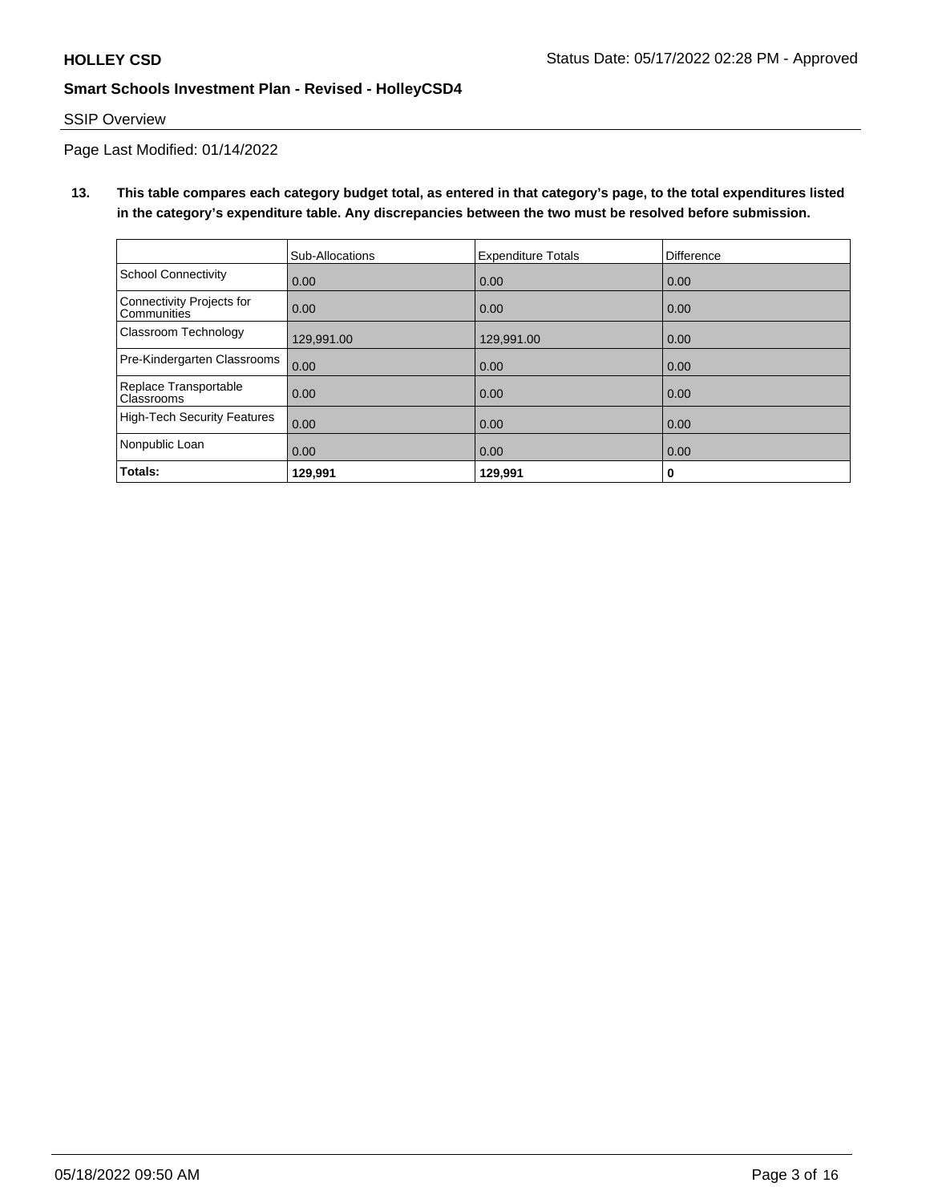SSIP Overview

Page Last Modified: 01/14/2022

**13. This table compares each category budget total, as entered in that category's page, to the total expenditures listed in the category's expenditure table. Any discrepancies between the two must be resolved before submission.**

| | Sub-Allocations | Expenditure Totals | Difference |
|---|---|---|---|
| School Connectivity | 0.00 | 0.00 | 0.00 |
| Connectivity Projects for Communities | 0.00 | 0.00 | 0.00 |
| Classroom Technology | 129,991.00 | 129,991.00 | 0.00 |
| Pre-Kindergarten Classrooms | 0.00 | 0.00 | 0.00 |
| Replace Transportable Classrooms | 0.00 | 0.00 | 0.00 |
| High-Tech Security Features | 0.00 | 0.00 | 0.00 |
| Nonpublic Loan | 0.00 | 0.00 | 0.00 |
| **Totals:** | **129,991** | **129,991** | **0** |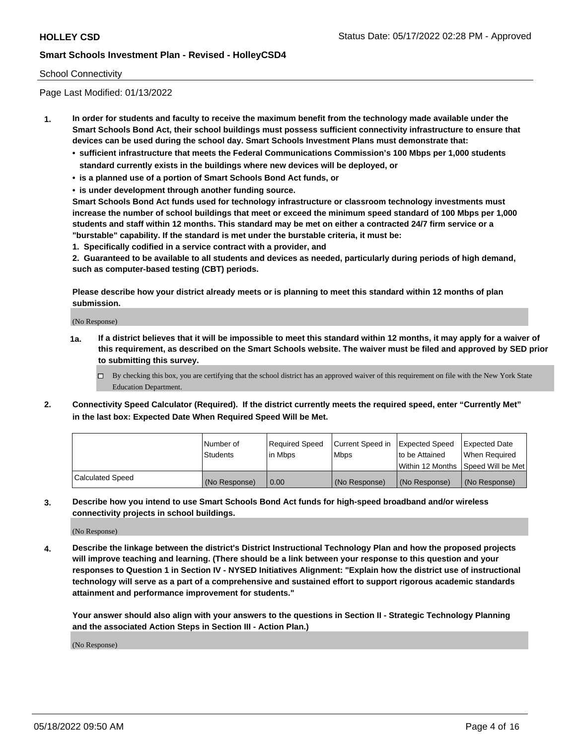School Connectivity

Page Last Modified: 01/13/2022

1. **In order for students and faculty to receive the maximum benefit from the technology made available under the Smart Schools Bond Act, their school buildings must possess sufficient connectivity infrastructure to ensure that devices can be used during the school day. Smart Schools Investment Plans must demonstrate that:**
   - **sufficient infrastructure that meets the Federal Communications Commission's 100 Mbps per 1,000 students standard currently exists in the buildings where new devices will be deployed, or**
   - **is a planned use of a portion of Smart Schools Bond Act funds, or**
   - **is under development through another funding source.**

   **Smart Schools Bond Act funds used for technology infrastructure or classroom technology investments must increase the number of school buildings that meet or exceed the minimum speed standard of 100 Mbps per 1,000 students and staff within 12 months. This standard may be met on either a contracted 24/7 firm service or a "burstable" capability. If the standard is met under the burstable criteria, it must be:**

   **1. Specifically codified in a service contract with a provider, and**

   **2. Guaranteed to be available to all students and devices as needed, particularly during periods of high demand, such as computer-based testing (CBT) periods.**

   **Please describe how your district already meets or is planning to meet this standard within 12 months of plan submission.**

   (No Response)

   **1a. If a district believes that it will be impossible to meet this standard within 12 months, it may apply for a waiver of this requirement, as described on the Smart Schools website. The waiver must be filed and approved by SED prior to submitting this survey.**

   ☐ By checking this box, you are certifying that the school district has an approved waiver of this requirement on file with the New York State Education Department.

2. **Connectivity Speed Calculator (Required). If the district currently meets the required speed, enter "Currently Met" in the last box: Expected Date When Required Speed Will be Met.**

| | Number of Students | Required Speed in Mbps | Current Speed in Mbps | Expected Speed to be Attained Within 12 Months | Expected Date When Required Speed Will be Met |
|---|---|---|---|---|---|
| Calculated Speed | (No Response) | 0.00 | (No Response) | (No Response) | (No Response) |

3. **Describe how you intend to use Smart Schools Bond Act funds for high-speed broadband and/or wireless connectivity projects in school buildings.**

   (No Response)

4. **Describe the linkage between the district's District Instructional Technology Plan and how the proposed projects will improve teaching and learning. (There should be a link between your response to this question and your responses to Question 1 in Section IV - NYSED Initiatives Alignment: "Explain how the district use of instructional technology will serve as a part of a comprehensive and sustained effort to support rigorous academic standards attainment and performance improvement for students."**

   **Your answer should also align with your answers to the questions in Section II - Strategic Technology Planning and the associated Action Steps in Section III - Action Plan.)**

   (No Response)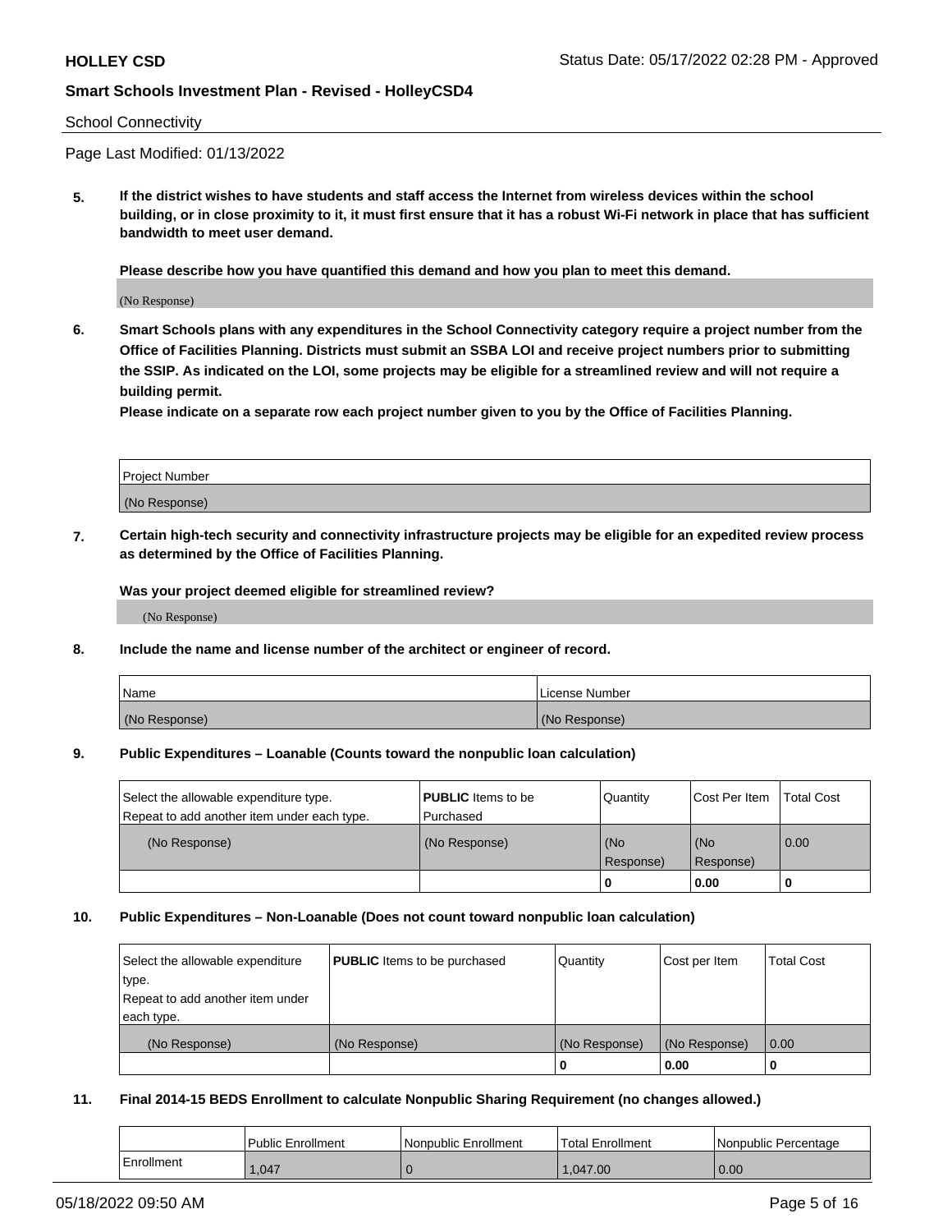School Connectivity

Page Last Modified: 01/13/2022

**5. If the district wishes to have students and staff access the Internet from wireless devices within the school building, or in close proximity to it, it must first ensure that it has a robust Wi-Fi network in place that has sufficient bandwidth to meet user demand.**

**Please describe how you have quantified this demand and how you plan to meet this demand.**

(No Response)

**6. Smart Schools plans with any expenditures in the School Connectivity category require a project number from the Office of Facilities Planning. Districts must submit an SSBA LOI and receive project numbers prior to submitting the SSIP. As indicated on the LOI, some projects may be eligible for a streamlined review and will not require a building permit.**

**Please indicate on a separate row each project number given to you by the Office of Facilities Planning.**

| Project Number |
|---|
| (No Response) |

**7. Certain high-tech security and connectivity infrastructure projects may be eligible for an expedited review process as determined by the Office of Facilities Planning.**

**Was your project deemed eligible for streamlined review?**

(No Response)

**8. Include the name and license number of the architect or engineer of record.**

| Name | License Number |
|---|---|
| (No Response) | (No Response) |

**9. Public Expenditures – Loanable (Counts toward the nonpublic loan calculation)**

| Select the allowable expenditure type. Repeat to add another item under each type. | **PUBLIC** Items to be Purchased | Quantity | Cost Per Item | Total Cost |
|---|---|---|---|---|
| (No Response) | (No Response) | (No Response) | (No Response) | 0.00 |
| | | 0 | 0.00 | 0 |

**10. Public Expenditures – Non-Loanable (Does not count toward nonpublic loan calculation)**

| Select the allowable expenditure type. Repeat to add another item under each type. | **PUBLIC** Items to be purchased | Quantity | Cost per Item | Total Cost |
|---|---|---|---|---|
| (No Response) | (No Response) | (No Response) | (No Response) | 0.00 |
| | | 0 | 0.00 | 0 |

**11. Final 2014-15 BEDS Enrollment to calculate Nonpublic Sharing Requirement (no changes allowed.)**

| | Public Enrollment | Nonpublic Enrollment | Total Enrollment | Nonpublic Percentage |
|---|---|---|---|---|
| Enrollment | 1,047 | 0 | 1,047.00 | 0.00 |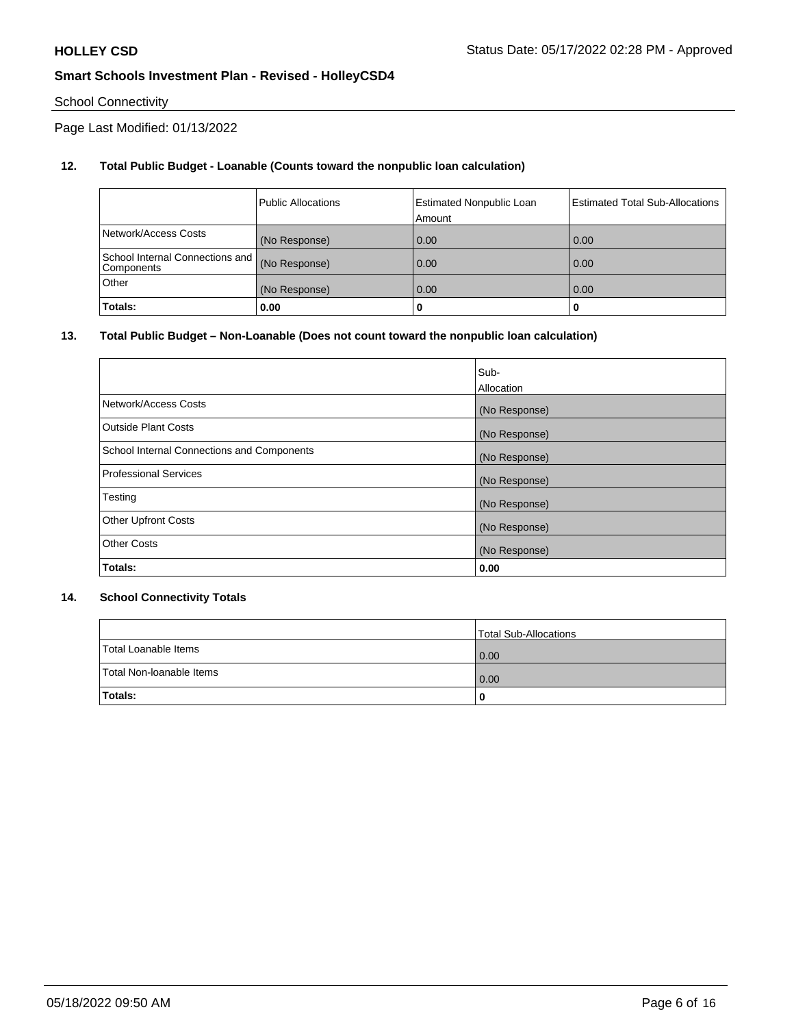School Connectivity

Page Last Modified: 01/13/2022

**12. Total Public Budget - Loanable (Counts toward the nonpublic loan calculation)**

| | Public Allocations | Estimated Nonpublic Loan Amount | Estimated Total Sub-Allocations |
|---|---|---|---|
| Network/Access Costs | (No Response) | 0.00 | 0.00 |
| School Internal Connections and Components | (No Response) | 0.00 | 0.00 |
| Other | (No Response) | 0.00 | 0.00 |
| **Totals:** | **0.00** | **0** | **0** |

**13. Total Public Budget – Non-Loanable (Does not count toward the nonpublic loan calculation)**

| | Sub-Allocation |
|---|---|
| Network/Access Costs | (No Response) |
| Outside Plant Costs | (No Response) |
| School Internal Connections and Components | (No Response) |
| Professional Services | (No Response) |
| Testing | (No Response) |
| Other Upfront Costs | (No Response) |
| Other Costs | (No Response) |
| **Totals:** | **0.00** |

**14. School Connectivity Totals**

| | Total Sub-Allocations |
|---|---|
| Total Loanable Items | 0.00 |
| Total Non-loanable Items | 0.00 |
| **Totals:** | **0** |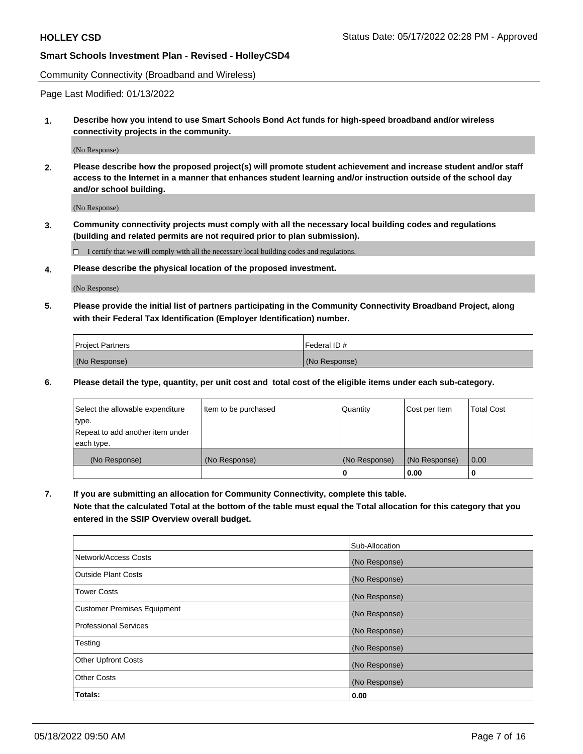Community Connectivity (Broadband and Wireless)

Page Last Modified: 01/13/2022

**1. Describe how you intend to use Smart Schools Bond Act funds for high-speed broadband and/or wireless connectivity projects in the community.**

(No Response)

**2. Please describe how the proposed project(s) will promote student achievement and increase student and/or staff access to the Internet in a manner that enhances student learning and/or instruction outside of the school day and/or school building.**

(No Response)

**3. Community connectivity projects must comply with all the necessary local building codes and regulations (building and related permits are not required prior to plan submission).**

☐ I certify that we will comply with all the necessary local building codes and regulations.

**4. Please describe the physical location of the proposed investment.**

(No Response)

**5. Please provide the initial list of partners participating in the Community Connectivity Broadband Project, along with their Federal Tax Identification (Employer Identification) number.**

| Project Partners | Federal ID # |
|---|---|
| (No Response) | (No Response) |

**6. Please detail the type, quantity, per unit cost and total cost of the eligible items under each sub-category.**

| Select the allowable expenditure type. Repeat to add another item under each type. | Item to be purchased | Quantity | Cost per Item | Total Cost |
|---|---|---|---|---|
| (No Response) | (No Response) | (No Response) | (No Response) | 0.00 |
| | | 0 | 0.00 | 0 |

**7. If you are submitting an allocation for Community Connectivity, complete this table. Note that the calculated Total at the bottom of the table must equal the Total allocation for this category that you entered in the SSIP Overview overall budget.**

| | Sub-Allocation |
|---|---|
| Network/Access Costs | (No Response) |
| Outside Plant Costs | (No Response) |
| Tower Costs | (No Response) |
| Customer Premises Equipment | (No Response) |
| Professional Services | (No Response) |
| Testing | (No Response) |
| Other Upfront Costs | (No Response) |
| Other Costs | (No Response) |
| **Totals:** | **0.00** |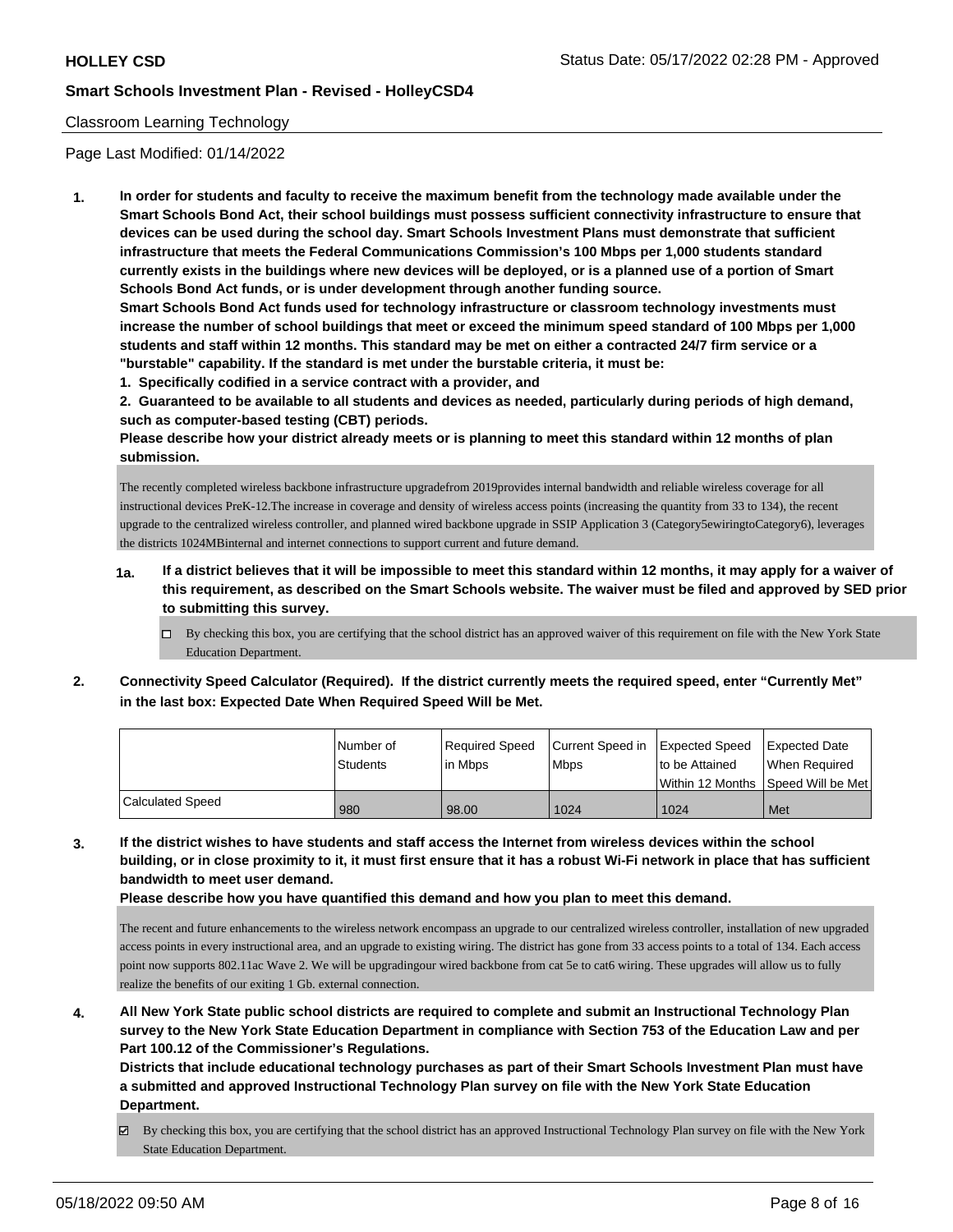Classroom Learning Technology

Page Last Modified: 01/14/2022

**1. In order for students and faculty to receive the maximum benefit from the technology made available under the Smart Schools Bond Act, their school buildings must possess sufficient connectivity infrastructure to ensure that devices can be used during the school day. Smart Schools Investment Plans must demonstrate that sufficient infrastructure that meets the Federal Communications Commission's 100 Mbps per 1,000 students standard currently exists in the buildings where new devices will be deployed, or is a planned use of a portion of Smart Schools Bond Act funds, or is under development through another funding source.**

**Smart Schools Bond Act funds used for technology infrastructure or classroom technology investments must increase the number of school buildings that meet or exceed the minimum speed standard of 100 Mbps per 1,000 students and staff within 12 months. This standard may be met on either a contracted 24/7 firm service or a "burstable" capability. If the standard is met under the burstable criteria, it must be:**

**1. Specifically codified in a service contract with a provider, and**

**2. Guaranteed to be available to all students and devices as needed, particularly during periods of high demand, such as computer-based testing (CBT) periods.**

**Please describe how your district already meets or is planning to meet this standard within 12 months of plan submission.**

The recently completed wireless backbone infrastructure upgradefrom 2019provides internal bandwidth and reliable wireless coverage for all instructional devices PreK-12.The increase in coverage and density of wireless access points (increasing the quantity from 33 to 134), the recent upgrade to the centralized wireless controller, and planned wired backbone upgrade in SSIP Application 3 (Category5ewiringtoCategory6), leverages the districts 1024MBinternal and internet connections to support current and future demand.

**1a. If a district believes that it will be impossible to meet this standard within 12 months, it may apply for a waiver of this requirement, as described on the Smart Schools website. The waiver must be filed and approved by SED prior to submitting this survey.**

☐ By checking this box, you are certifying that the school district has an approved waiver of this requirement on file with the New York State Education Department.

**2. Connectivity Speed Calculator (Required). If the district currently meets the required speed, enter "Currently Met" in the last box: Expected Date When Required Speed Will be Met.**

| | Number of Students | Required Speed in Mbps | Current Speed in Mbps | Expected Speed to be Attained Within 12 Months | Expected Date When Required Speed Will be Met |
|---|---|---|---|---|---|
| Calculated Speed | 980 | 98.00 | 1024 | 1024 | Met |

**3. If the district wishes to have students and staff access the Internet from wireless devices within the school building, or in close proximity to it, it must first ensure that it has a robust Wi-Fi network in place that has sufficient bandwidth to meet user demand.**

**Please describe how you have quantified this demand and how you plan to meet this demand.**

The recent and future enhancements to the wireless network encompass an upgrade to our centralized wireless controller, installation of new upgraded access points in every instructional area, and an upgrade to existing wiring. The district has gone from 33 access points to a total of 134. Each access point now supports 802.11ac Wave 2. We will be upgradingour wired backbone from cat 5e to cat6 wiring. These upgrades will allow us to fully realize the benefits of our exiting 1 Gb. external connection.

**4. All New York State public school districts are required to complete and submit an Instructional Technology Plan survey to the New York State Education Department in compliance with Section 753 of the Education Law and per Part 100.12 of the Commissioner's Regulations.**

**Districts that include educational technology purchases as part of their Smart Schools Investment Plan must have a submitted and approved Instructional Technology Plan survey on file with the New York State Education Department.**

☑ By checking this box, you are certifying that the school district has an approved Instructional Technology Plan survey on file with the New York State Education Department.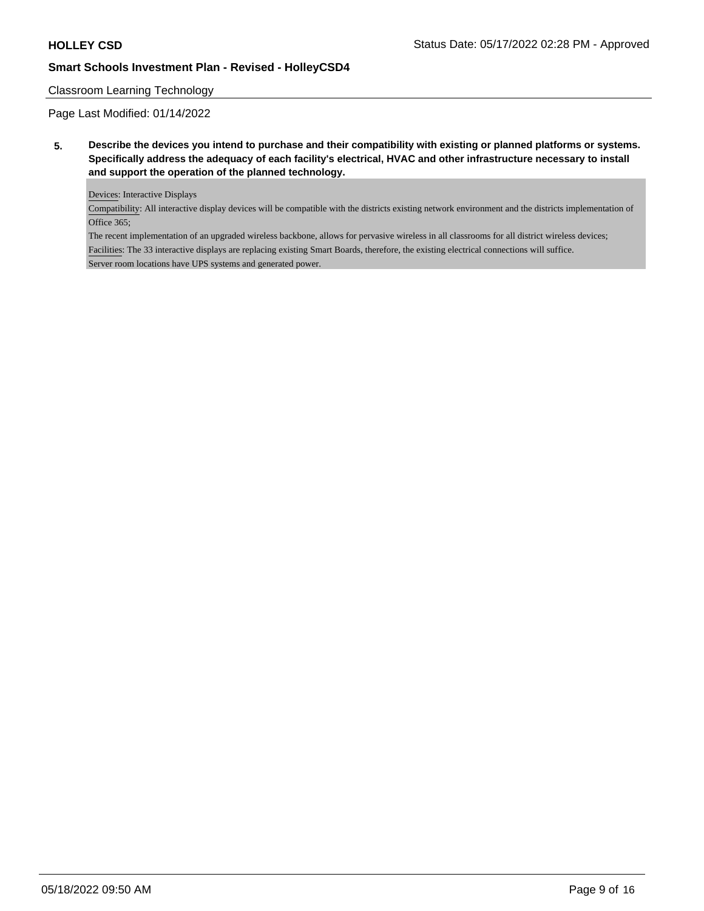Classroom Learning Technology

Page Last Modified: 01/14/2022

**5. Describe the devices you intend to purchase and their compatibility with existing or planned platforms or systems. Specifically address the adequacy of each facility's electrical, HVAC and other infrastructure necessary to install and support the operation of the planned technology.**

Devices: Interactive Displays

Compatibility: All interactive display devices will be compatible with the districts existing network environment and the districts implementation of Office 365;

The recent implementation of an upgraded wireless backbone, allows for pervasive wireless in all classrooms for all district wireless devices;

Facilities: The 33 interactive displays are replacing existing Smart Boards, therefore, the existing electrical connections will suffice.

Server room locations have UPS systems and generated power.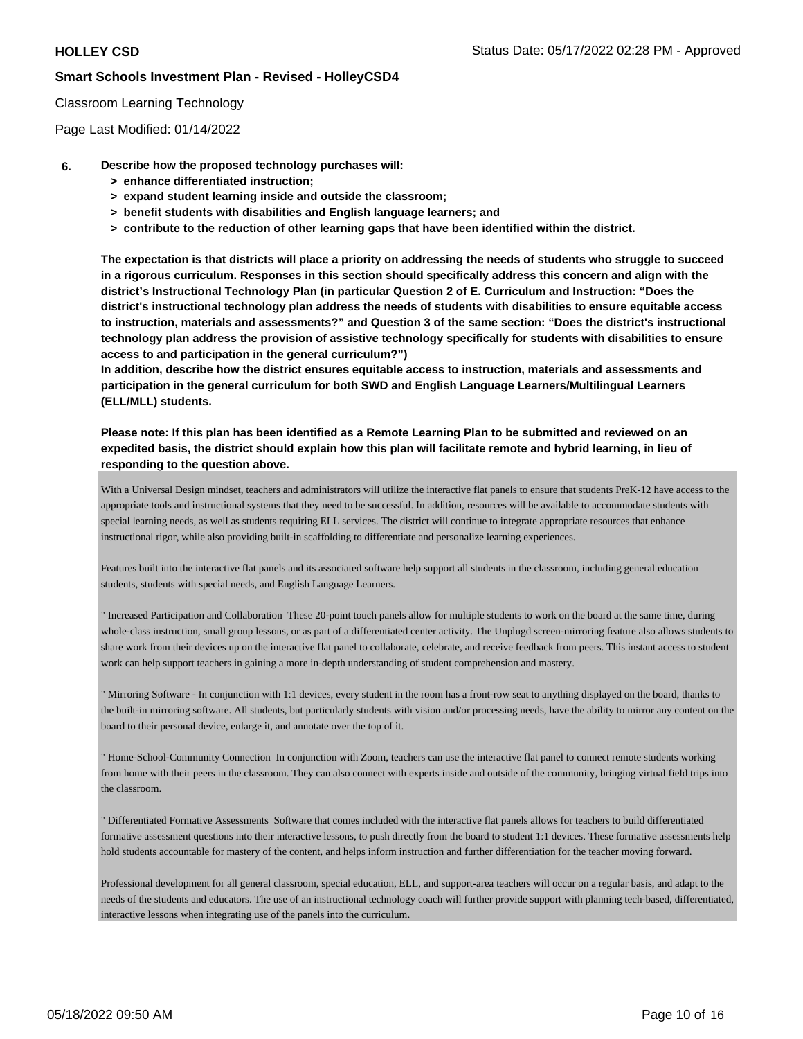Classroom Learning Technology

Page Last Modified: 01/14/2022

**6. Describe how the proposed technology purchases will:**

- **> enhance differentiated instruction;**
- **> expand student learning inside and outside the classroom;**
- **> benefit students with disabilities and English language learners; and**
- **> contribute to the reduction of other learning gaps that have been identified within the district.**

**The expectation is that districts will place a priority on addressing the needs of students who struggle to succeed in a rigorous curriculum. Responses in this section should specifically address this concern and align with the district's Instructional Technology Plan (in particular Question 2 of E. Curriculum and Instruction: "Does the district's instructional technology plan address the needs of students with disabilities to ensure equitable access to instruction, materials and assessments?" and Question 3 of the same section: "Does the district's instructional technology plan address the provision of assistive technology specifically for students with disabilities to ensure access to and participation in the general curriculum?")**

**In addition, describe how the district ensures equitable access to instruction, materials and assessments and participation in the general curriculum for both SWD and English Language Learners/Multilingual Learners (ELL/MLL) students.**

**Please note: If this plan has been identified as a Remote Learning Plan to be submitted and reviewed on an expedited basis, the district should explain how this plan will facilitate remote and hybrid learning, in lieu of responding to the question above.**

With a Universal Design mindset, teachers and administrators will utilize the interactive flat panels to ensure that students PreK-12 have access to the appropriate tools and instructional systems that they need to be successful. In addition, resources will be available to accommodate students with special learning needs, as well as students requiring ELL services. The district will continue to integrate appropriate resources that enhance instructional rigor, while also providing built-in scaffolding to differentiate and personalize learning experiences.

Features built into the interactive flat panels and its associated software help support all students in the classroom, including general education students, students with special needs, and English Language Learners.

" Increased Participation and Collaboration These 20-point touch panels allow for multiple students to work on the board at the same time, during whole-class instruction, small group lessons, or as part of a differentiated center activity. The Unplugd screen-mirroring feature also allows students to share work from their devices up on the interactive flat panel to collaborate, celebrate, and receive feedback from peers. This instant access to student work can help support teachers in gaining a more in-depth understanding of student comprehension and mastery.

" Mirroring Software - In conjunction with 1:1 devices, every student in the room has a front-row seat to anything displayed on the board, thanks to the built-in mirroring software. All students, but particularly students with vision and/or processing needs, have the ability to mirror any content on the board to their personal device, enlarge it, and annotate over the top of it.

" Home-School-Community Connection In conjunction with Zoom, teachers can use the interactive flat panel to connect remote students working from home with their peers in the classroom. They can also connect with experts inside and outside of the community, bringing virtual field trips into the classroom.

" Differentiated Formative Assessments Software that comes included with the interactive flat panels allows for teachers to build differentiated formative assessment questions into their interactive lessons, to push directly from the board to student 1:1 devices. These formative assessments help hold students accountable for mastery of the content, and helps inform instruction and further differentiation for the teacher moving forward.

Professional development for all general classroom, special education, ELL, and support-area teachers will occur on a regular basis, and adapt to the needs of the students and educators. The use of an instructional technology coach will further provide support with planning tech-based, differentiated, interactive lessons when integrating use of the panels into the curriculum.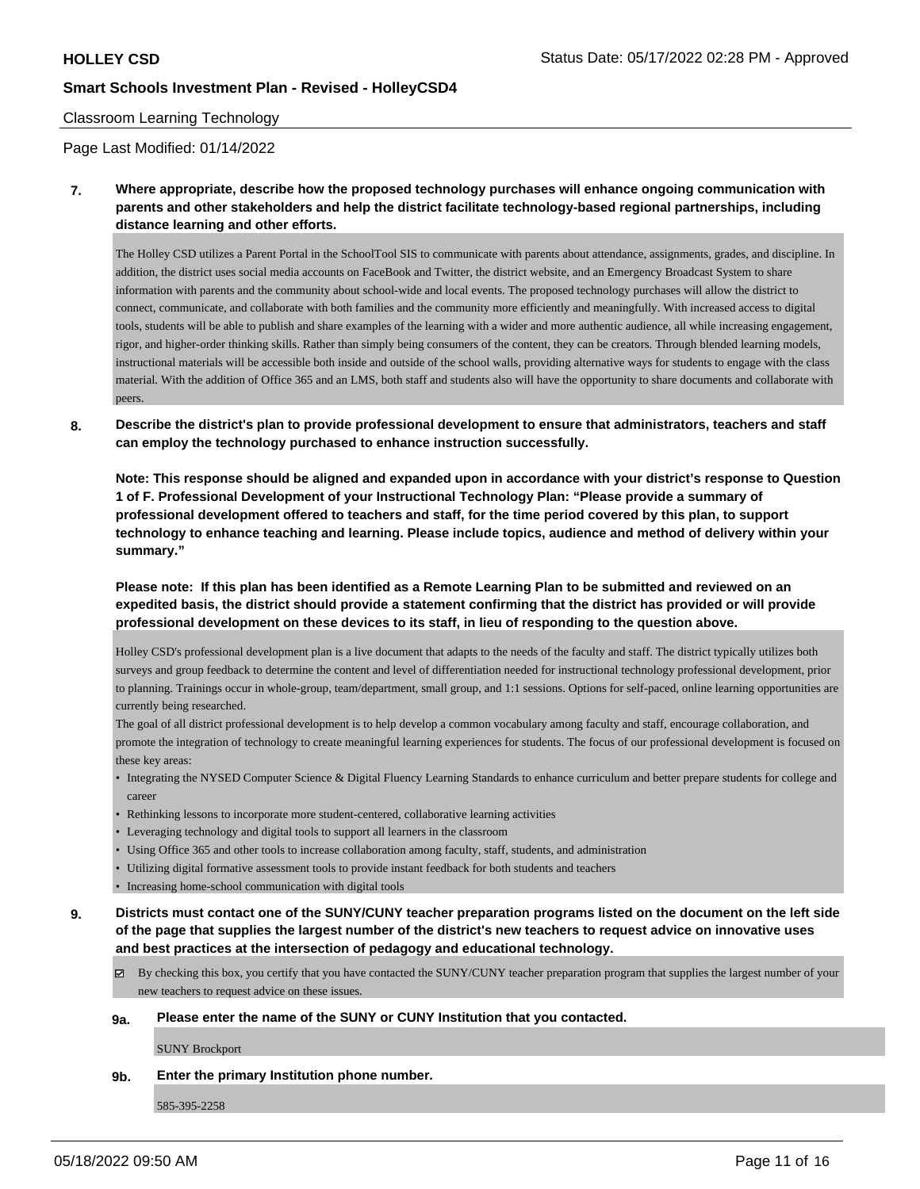Classroom Learning Technology

Page Last Modified: 01/14/2022

**7. Where appropriate, describe how the proposed technology purchases will enhance ongoing communication with parents and other stakeholders and help the district facilitate technology-based regional partnerships, including distance learning and other efforts.**

The Holley CSD utilizes a Parent Portal in the SchoolTool SIS to communicate with parents about attendance, assignments, grades, and discipline. In addition, the district uses social media accounts on FaceBook and Twitter, the district website, and an Emergency Broadcast System to share information with parents and the community about school-wide and local events. The proposed technology purchases will allow the district to connect, communicate, and collaborate with both families and the community more efficiently and meaningfully. With increased access to digital tools, students will be able to publish and share examples of the learning with a wider and more authentic audience, all while increasing engagement, rigor, and higher-order thinking skills. Rather than simply being consumers of the content, they can be creators. Through blended learning models, instructional materials will be accessible both inside and outside of the school walls, providing alternative ways for students to engage with the class material. With the addition of Office 365 and an LMS, both staff and students also will have the opportunity to share documents and collaborate with peers.

**8. Describe the district's plan to provide professional development to ensure that administrators, teachers and staff can employ the technology purchased to enhance instruction successfully.**

**Note: This response should be aligned and expanded upon in accordance with your district's response to Question 1 of F. Professional Development of your Instructional Technology Plan: "Please provide a summary of professional development offered to teachers and staff, for the time period covered by this plan, to support technology to enhance teaching and learning. Please include topics, audience and method of delivery within your summary."**

**Please note: If this plan has been identified as a Remote Learning Plan to be submitted and reviewed on an expedited basis, the district should provide a statement confirming that the district has provided or will provide professional development on these devices to its staff, in lieu of responding to the question above.**

Holley CSD's professional development plan is a live document that adapts to the needs of the faculty and staff. The district typically utilizes both surveys and group feedback to determine the content and level of differentiation needed for instructional technology professional development, prior to planning. Trainings occur in whole-group, team/department, small group, and 1:1 sessions. Options for self-paced, online learning opportunities are currently being researched.

The goal of all district professional development is to help develop a common vocabulary among faculty and staff, encourage collaboration, and promote the integration of technology to create meaningful learning experiences for students. The focus of our professional development is focused on these key areas:

- Integrating the NYSED Computer Science & Digital Fluency Learning Standards to enhance curriculum and better prepare students for college and career
- Rethinking lessons to incorporate more student-centered, collaborative learning activities
- Leveraging technology and digital tools to support all learners in the classroom
- Using Office 365 and other tools to increase collaboration among faculty, staff, students, and administration
- Utilizing digital formative assessment tools to provide instant feedback for both students and teachers
- Increasing home-school communication with digital tools

**9. Districts must contact one of the SUNY/CUNY teacher preparation programs listed on the document on the left side of the page that supplies the largest number of the district's new teachers to request advice on innovative uses and best practices at the intersection of pedagogy and educational technology.**

☑ By checking this box, you certify that you have contacted the SUNY/CUNY teacher preparation program that supplies the largest number of your new teachers to request advice on these issues.

**9a. Please enter the name of the SUNY or CUNY Institution that you contacted.**

SUNY Brockport

**9b. Enter the primary Institution phone number.**

585-395-2258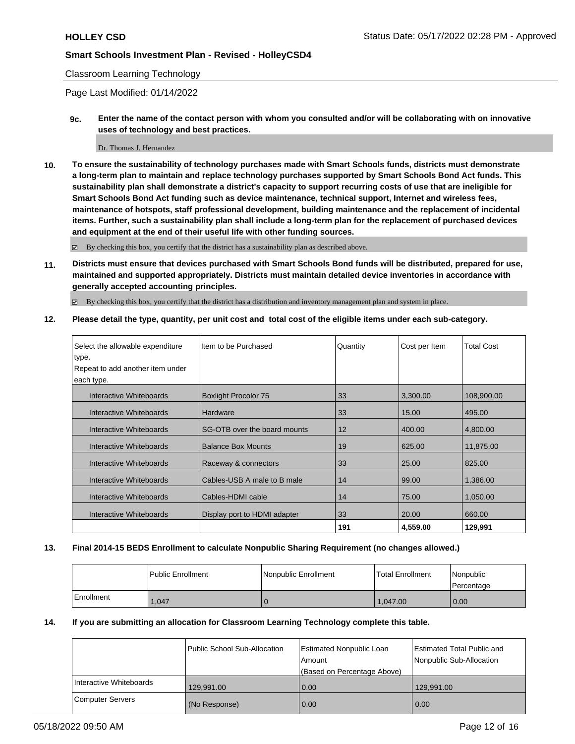Classroom Learning Technology

Page Last Modified: 01/14/2022

**9c. Enter the name of the contact person with whom you consulted and/or will be collaborating with on innovative uses of technology and best practices.**

Dr. Thomas J. Hernandez

**10. To ensure the sustainability of technology purchases made with Smart Schools funds, districts must demonstrate a long-term plan to maintain and replace technology purchases supported by Smart Schools Bond Act funds. This sustainability plan shall demonstrate a district's capacity to support recurring costs of use that are ineligible for Smart Schools Bond Act funding such as device maintenance, technical support, Internet and wireless fees, maintenance of hotspots, staff professional development, building maintenance and the replacement of incidental items. Further, such a sustainability plan shall include a long-term plan for the replacement of purchased devices and equipment at the end of their useful life with other funding sources.**

☑ By checking this box, you certify that the district has a sustainability plan as described above.

**11. Districts must ensure that devices purchased with Smart Schools Bond funds will be distributed, prepared for use, maintained and supported appropriately. Districts must maintain detailed device inventories in accordance with generally accepted accounting principles.**

☑ By checking this box, you certify that the district has a distribution and inventory management plan and system in place.

**12. Please detail the type, quantity, per unit cost and total cost of the eligible items under each sub-category.**

| Select the allowable expenditure type. Repeat to add another item under each type. | Item to be Purchased | Quantity | Cost per Item | Total Cost |
|---|---|---|---|---|
| Interactive Whiteboards | Boxlight Procolor 75 | 33 | 3,300.00 | 108,900.00 |
| Interactive Whiteboards | Hardware | 33 | 15.00 | 495.00 |
| Interactive Whiteboards | SG-OTB over the board mounts | 12 | 400.00 | 4,800.00 |
| Interactive Whiteboards | Balance Box Mounts | 19 | 625.00 | 11,875.00 |
| Interactive Whiteboards | Raceway & connectors | 33 | 25.00 | 825.00 |
| Interactive Whiteboards | Cables-USB A male to B male | 14 | 99.00 | 1,386.00 |
| Interactive Whiteboards | Cables-HDMI cable | 14 | 75.00 | 1,050.00 |
| Interactive Whiteboards | Display port to HDMI adapter | 33 | 20.00 | 660.00 |
| | | **191** | **4,559.00** | **129,991** |

**13. Final 2014-15 BEDS Enrollment to calculate Nonpublic Sharing Requirement (no changes allowed.)**

| | Public Enrollment | Nonpublic Enrollment | Total Enrollment | Nonpublic Percentage |
|---|---|---|---|---|
| Enrollment | 1,047 | 0 | 1,047.00 | 0.00 |

**14. If you are submitting an allocation for Classroom Learning Technology complete this table.**

| | Public School Sub-Allocation | Estimated Nonpublic Loan Amount (Based on Percentage Above) | Estimated Total Public and Nonpublic Sub-Allocation |
|---|---|---|---|
| Interactive Whiteboards | 129,991.00 | 0.00 | 129,991.00 |
| Computer Servers | (No Response) | 0.00 | 0.00 |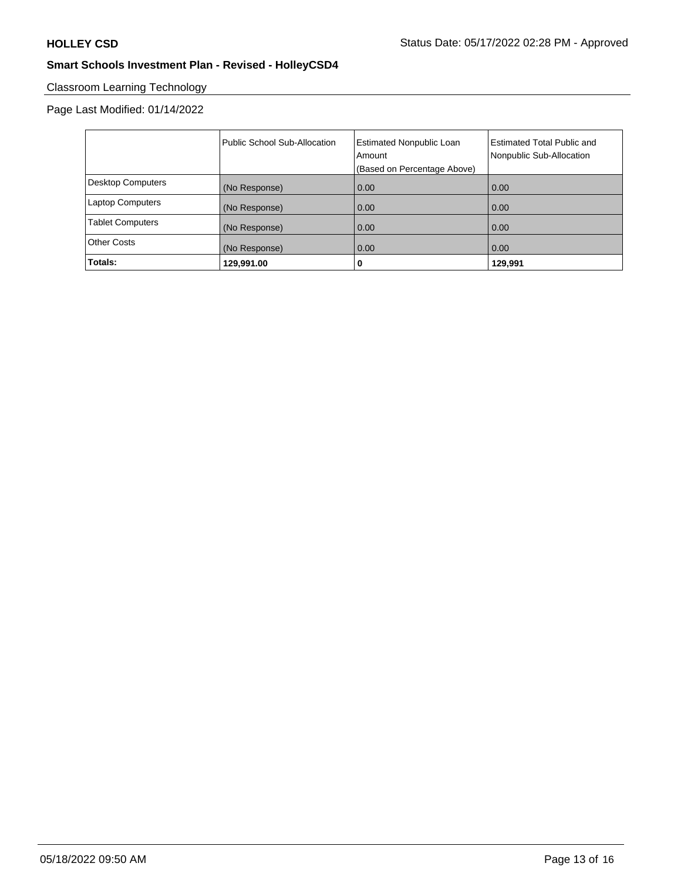Classroom Learning Technology

Page Last Modified: 01/14/2022

| | Public School Sub-Allocation | Estimated Nonpublic Loan Amount (Based on Percentage Above) | Estimated Total Public and Nonpublic Sub-Allocation |
|---|---|---|---|
| Desktop Computers | (No Response) | 0.00 | 0.00 |
| Laptop Computers | (No Response) | 0.00 | 0.00 |
| Tablet Computers | (No Response) | 0.00 | 0.00 |
| Other Costs | (No Response) | 0.00 | 0.00 |
| **Totals:** | **129,991.00** | **0** | **129,991** |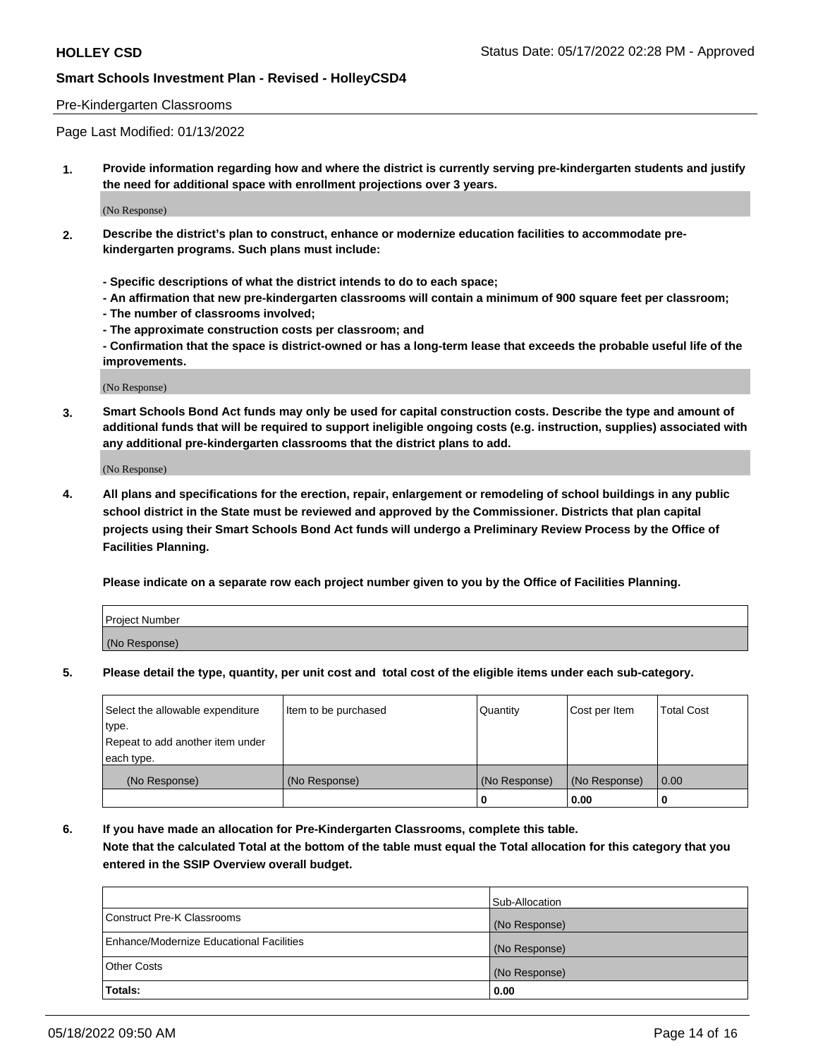## Pre-Kindergarten Classrooms

Page Last Modified: 01/13/2022

**1. Provide information regarding how and where the district is currently serving pre-kindergarten students and justify the need for additional space with enrollment projections over 3 years.**

(No Response)

**2. Describe the district's plan to construct, enhance or modernize education facilities to accommodate pre-kindergarten programs. Such plans must include:**

**- Specific descriptions of what the district intends to do to each space;**
**- An affirmation that new pre-kindergarten classrooms will contain a minimum of 900 square feet per classroom;**
**- The number of classrooms involved;**
**- The approximate construction costs per classroom; and**
**- Confirmation that the space is district-owned or has a long-term lease that exceeds the probable useful life of the improvements.**

(No Response)

**3. Smart Schools Bond Act funds may only be used for capital construction costs. Describe the type and amount of additional funds that will be required to support ineligible ongoing costs (e.g. instruction, supplies) associated with any additional pre-kindergarten classrooms that the district plans to add.**

(No Response)

**4. All plans and specifications for the erection, repair, enlargement or remodeling of school buildings in any public school district in the State must be reviewed and approved by the Commissioner. Districts that plan capital projects using their Smart Schools Bond Act funds will undergo a Preliminary Review Process by the Office of Facilities Planning.**

**Please indicate on a separate row each project number given to you by the Office of Facilities Planning.**

| Project Number |
|---|
| (No Response) |

**5. Please detail the type, quantity, per unit cost and total cost of the eligible items under each sub-category.**

| Select the allowable expenditure type. Repeat to add another item under each type. | Item to be purchased | Quantity | Cost per Item | Total Cost |
|---|---|---|---|---|
| (No Response) | (No Response) | (No Response) | (No Response) | 0.00 |
| | | 0 | 0.00 | 0 |

**6. If you have made an allocation for Pre-Kindergarten Classrooms, complete this table.**
**Note that the calculated Total at the bottom of the table must equal the Total allocation for this category that you entered in the SSIP Overview overall budget.**

| | Sub-Allocation |
|---|---|
| Construct Pre-K Classrooms | (No Response) |
| Enhance/Modernize Educational Facilities | (No Response) |
| Other Costs | (No Response) |
| **Totals:** | **0.00** |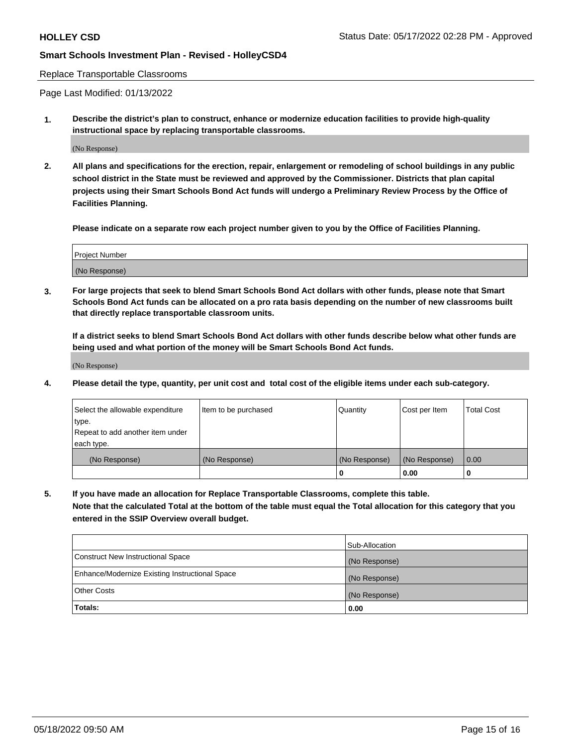Replace Transportable Classrooms

Page Last Modified: 01/13/2022

**1. Describe the district's plan to construct, enhance or modernize education facilities to provide high-quality instructional space by replacing transportable classrooms.**

(No Response)

**2. All plans and specifications for the erection, repair, enlargement or remodeling of school buildings in any public school district in the State must be reviewed and approved by the Commissioner. Districts that plan capital projects using their Smart Schools Bond Act funds will undergo a Preliminary Review Process by the Office of Facilities Planning.**

**Please indicate on a separate row each project number given to you by the Office of Facilities Planning.**

| Project Number |
|---|
| (No Response) |

**3. For large projects that seek to blend Smart Schools Bond Act dollars with other funds, please note that Smart Schools Bond Act funds can be allocated on a pro rata basis depending on the number of new classrooms built that directly replace transportable classroom units.**

**If a district seeks to blend Smart Schools Bond Act dollars with other funds describe below what other funds are being used and what portion of the money will be Smart Schools Bond Act funds.**

(No Response)

**4. Please detail the type, quantity, per unit cost and total cost of the eligible items under each sub-category.**

| Select the allowable expenditure type. Repeat to add another item under each type. | Item to be purchased | Quantity | Cost per Item | Total Cost |
|---|---|---|---|---|
| (No Response) | (No Response) | (No Response) | (No Response) | 0.00 |
| | | 0 | 0.00 | 0 |

**5. If you have made an allocation for Replace Transportable Classrooms, complete this table. Note that the calculated Total at the bottom of the table must equal the Total allocation for this category that you entered in the SSIP Overview overall budget.**

| | Sub-Allocation |
|---|---|
| Construct New Instructional Space | (No Response) |
| Enhance/Modernize Existing Instructional Space | (No Response) |
| Other Costs | (No Response) |
| **Totals:** | 0.00 |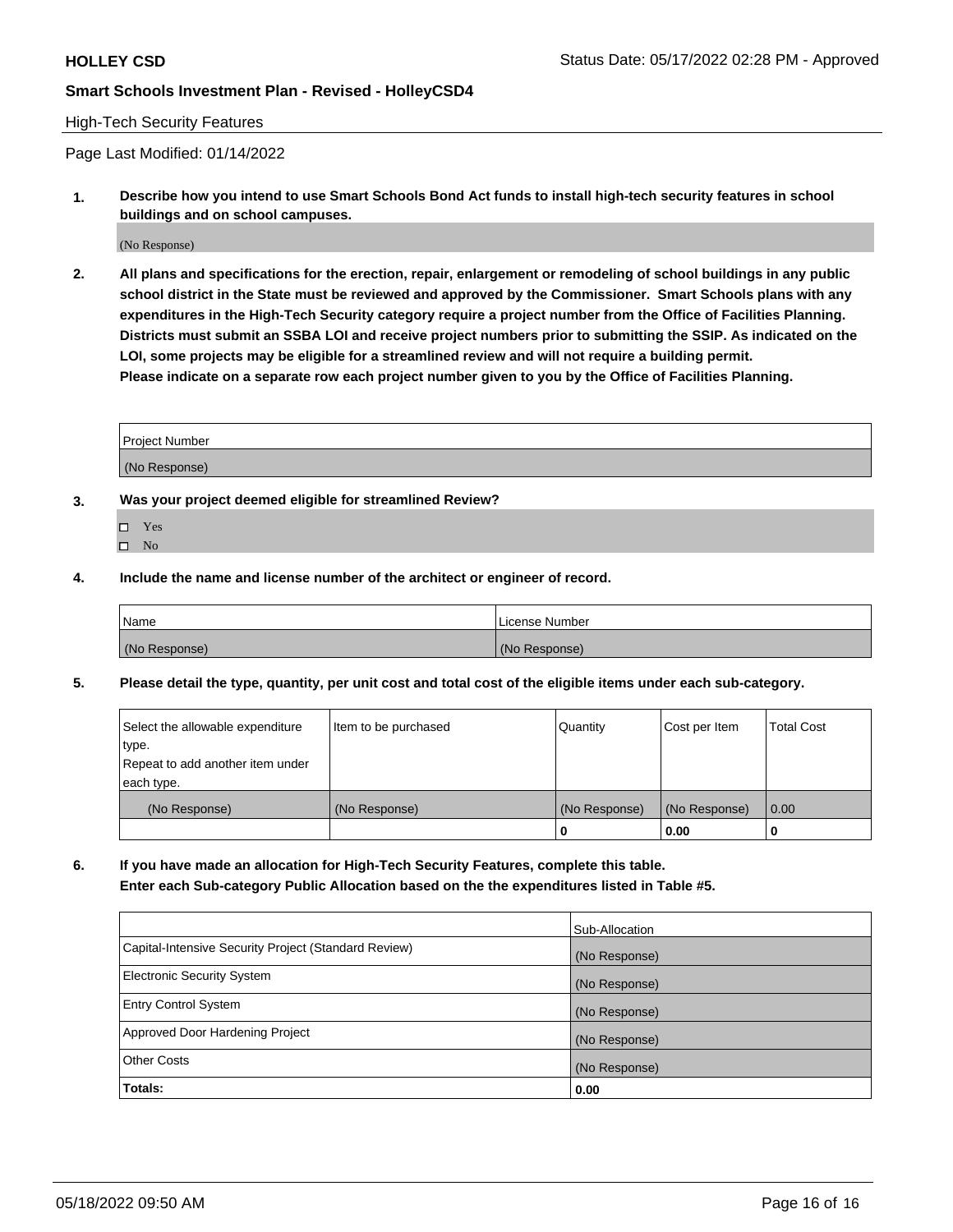High-Tech Security Features

Page Last Modified: 01/14/2022

**1. Describe how you intend to use Smart Schools Bond Act funds to install high-tech security features in school buildings and on school campuses.**

(No Response)

**2. All plans and specifications for the erection, repair, enlargement or remodeling of school buildings in any public school district in the State must be reviewed and approved by the Commissioner. Smart Schools plans with any expenditures in the High-Tech Security category require a project number from the Office of Facilities Planning. Districts must submit an SSBA LOI and receive project numbers prior to submitting the SSIP. As indicated on the LOI, some projects may be eligible for a streamlined review and will not require a building permit. Please indicate on a separate row each project number given to you by the Office of Facilities Planning.**

| Project Number |
|---|
| (No Response) |

**3. Was your project deemed eligible for streamlined Review?**

- ☐ Yes
- ☐ No

**4. Include the name and license number of the architect or engineer of record.**

| Name | License Number |
|---|---|
| (No Response) | (No Response) |

**5. Please detail the type, quantity, per unit cost and total cost of the eligible items under each sub-category.**

| Select the allowable expenditure type. Repeat to add another item under each type. | Item to be purchased | Quantity | Cost per Item | Total Cost |
|---|---|---|---|---|
| (No Response) | (No Response) | (No Response) | (No Response) | 0.00 |
| | | 0 | 0.00 | 0 |

**6. If you have made an allocation for High-Tech Security Features, complete this table. Enter each Sub-category Public Allocation based on the the expenditures listed in Table #5.**

| | Sub-Allocation |
|---|---|
| Capital-Intensive Security Project (Standard Review) | (No Response) |
| Electronic Security System | (No Response) |
| Entry Control System | (No Response) |
| Approved Door Hardening Project | (No Response) |
| Other Costs | (No Response) |
| **Totals:** | **0.00** |